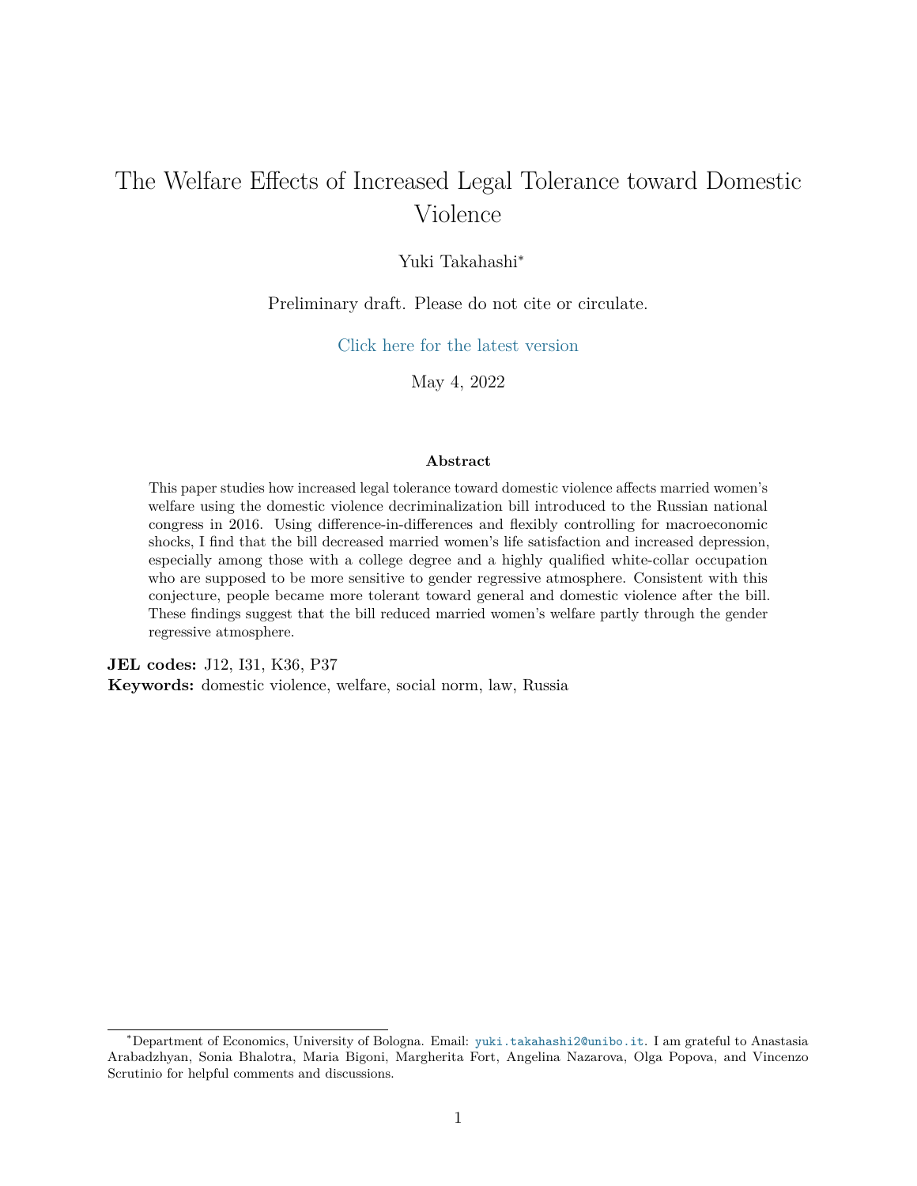# The Welfare Effects of Increased Legal Tolerance toward Domestic Violence

Yuki Takahashi[*]

Preliminary draft. Please do not cite or circulate.

Click here for the latest version

May 4, 2022

### Abstract

This paper studies how increased legal tolerance toward domestic violence affects married women's welfare using the domestic violence decriminalization bill introduced to the Russian national congress in 2016. Using difference-in-differences and flexibly controlling for macroeconomic shocks, I find that the bill decreased married women's life satisfaction and increased depression, especially among those with a college degree and a highly qualified white-collar occupation who are supposed to be more sensitive to gender regressive atmosphere. Consistent with this conjecture, people became more tolerant toward general and domestic violence after the bill. These findings suggest that the bill reduced married women's welfare partly through the gender regressive atmosphere.

**JEL codes:** J12, I31, K36, P37

**Keywords:** domestic violence, welfare, social norm, law, Russia

[*] Department of Economics, University of Bologna. Email: yuki.takahashi2@unibo.it. I am grateful to Anastasia Arabadzhyan, Sonia Bhalotra, Maria Bigoni, Margherita Fort, Angelina Nazarova, Olga Popova, and Vincenzo Scrutinio for helpful comments and discussions.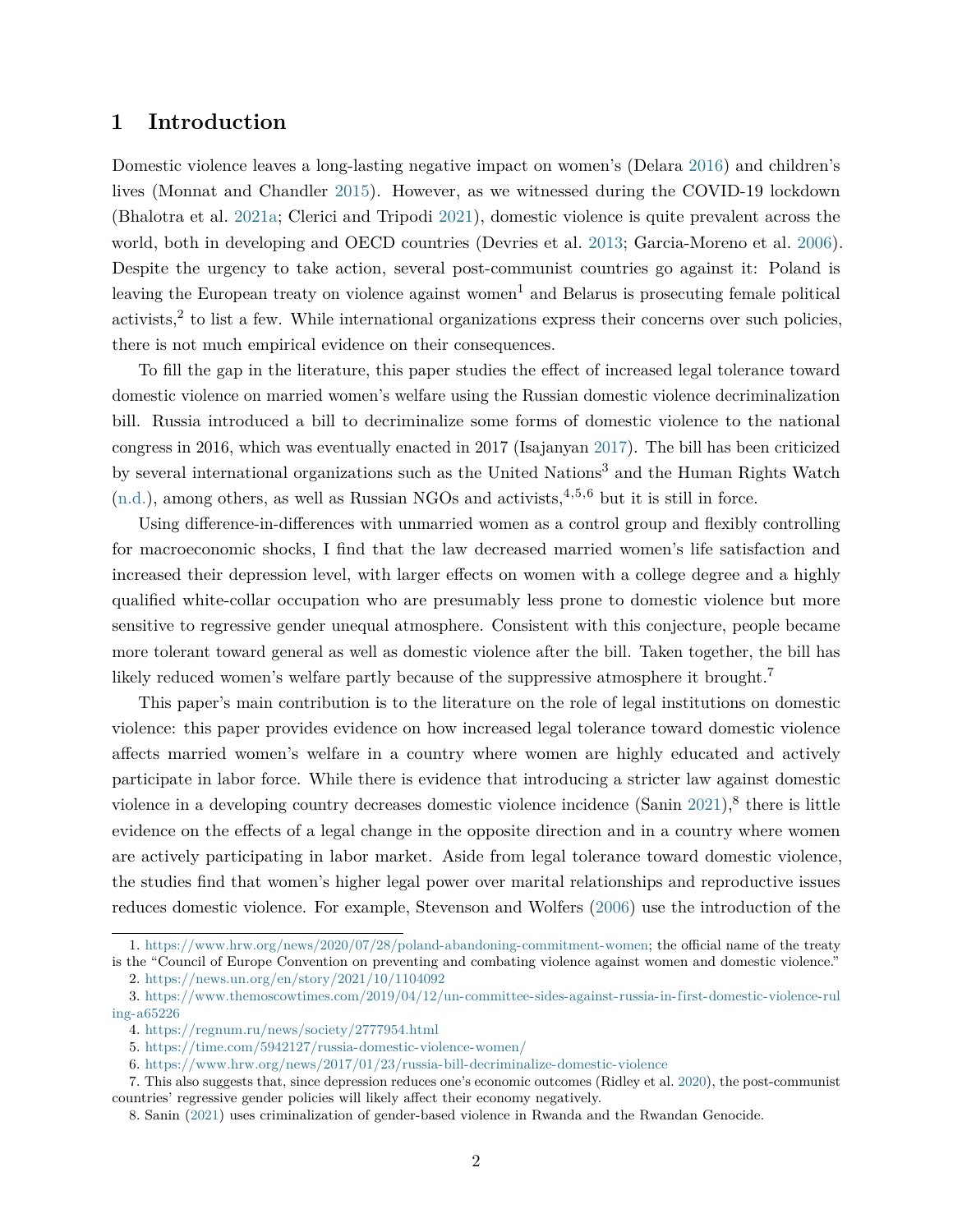## 1 Introduction

Domestic violence leaves a long-lasting negative impact on women's (Delara 2016) and children's lives (Monnat and Chandler 2015). However, as we witnessed during the COVID-19 lockdown (Bhalotra et al. 2021a; Clerici and Tripodi 2021), domestic violence is quite prevalent across the world, both in developing and OECD countries (Devries et al. 2013; Garcia-Moreno et al. 2006). Despite the urgency to take action, several post-communist countries go against it: Poland is leaving the European treaty on violence against women[1] and Belarus is prosecuting female political activists,[2] to list a few. While international organizations express their concerns over such policies, there is not much empirical evidence on their consequences.

To fill the gap in the literature, this paper studies the effect of increased legal tolerance toward domestic violence on married women's welfare using the Russian domestic violence decriminalization bill. Russia introduced a bill to decriminalize some forms of domestic violence to the national congress in 2016, which was eventually enacted in 2017 (Isajanyan 2017). The bill has been criticized by several international organizations such as the United Nations[3] and the Human Rights Watch (n.d.), among others, as well as Russian NGOs and activists,[4,5,6] but it is still in force.

Using difference-in-differences with unmarried women as a control group and flexibly controlling for macroeconomic shocks, I find that the law decreased married women's life satisfaction and increased their depression level, with larger effects on women with a college degree and a highly qualified white-collar occupation who are presumably less prone to domestic violence but more sensitive to regressive gender unequal atmosphere. Consistent with this conjecture, people became more tolerant toward general as well as domestic violence after the bill. Taken together, the bill has likely reduced women's welfare partly because of the suppressive atmosphere it brought.[7]

This paper's main contribution is to the literature on the role of legal institutions on domestic violence: this paper provides evidence on how increased legal tolerance toward domestic violence affects married women's welfare in a country where women are highly educated and actively participate in labor force. While there is evidence that introducing a stricter law against domestic violence in a developing country decreases domestic violence incidence (Sanin 2021),[8] there is little evidence on the effects of a legal change in the opposite direction and in a country where women are actively participating in labor market. Aside from legal tolerance toward domestic violence, the studies find that women's higher legal power over marital relationships and reproductive issues reduces domestic violence. For example, Stevenson and Wolfers (2006) use the introduction of the

1. https://www.hrw.org/news/2020/07/28/poland-abandoning-commitment-women; the official name of the treaty is the "Council of Europe Convention on preventing and combating violence against women and domestic violence."

2. https://news.un.org/en/story/2021/10/1104092

3. https://www.themoscowtimes.com/2019/04/12/un-committee-sides-against-russia-in-first-domestic-violence-ruling-a65226

4. https://regnum.ru/news/society/2777954.html

5. https://time.com/5942127/russia-domestic-violence-women/

6. https://www.hrw.org/news/2017/01/23/russia-bill-decriminalize-domestic-violence

7. This also suggests that, since depression reduces one's economic outcomes (Ridley et al. 2020), the post-communist countries' regressive gender policies will likely affect their economy negatively.

8. Sanin (2021) uses criminalization of gender-based violence in Rwanda and the Rwandan Genocide.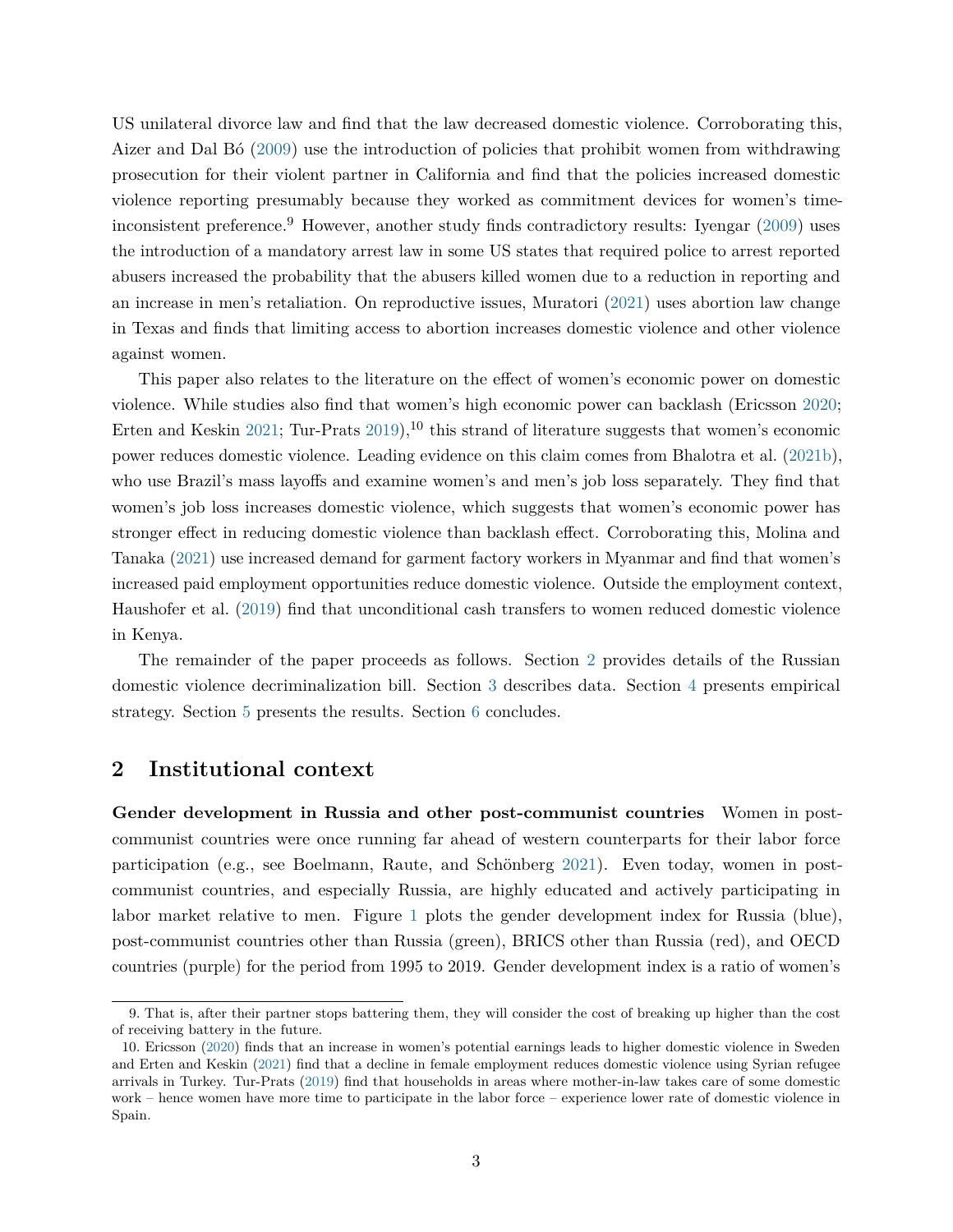US unilateral divorce law and find that the law decreased domestic violence. Corroborating this, Aizer and Dal Bó (2009) use the introduction of policies that prohibit women from withdrawing prosecution for their violent partner in California and find that the policies increased domestic violence reporting presumably because they worked as commitment devices for women's time-inconsistent preference.[9] However, another study finds contradictory results: Iyengar (2009) uses the introduction of a mandatory arrest law in some US states that required police to arrest reported abusers increased the probability that the abusers killed women due to a reduction in reporting and an increase in men's retaliation. On reproductive issues, Muratori (2021) uses abortion law change in Texas and finds that limiting access to abortion increases domestic violence and other violence against women.

This paper also relates to the literature on the effect of women's economic power on domestic violence. While studies also find that women's high economic power can backlash (Ericsson 2020; Erten and Keskin 2021; Tur-Prats 2019),[10] this strand of literature suggests that women's economic power reduces domestic violence. Leading evidence on this claim comes from Bhalotra et al. (2021b), who use Brazil's mass layoffs and examine women's and men's job loss separately. They find that women's job loss increases domestic violence, which suggests that women's economic power has stronger effect in reducing domestic violence than backlash effect. Corroborating this, Molina and Tanaka (2021) use increased demand for garment factory workers in Myanmar and find that women's increased paid employment opportunities reduce domestic violence. Outside the employment context, Haushofer et al. (2019) find that unconditional cash transfers to women reduced domestic violence in Kenya.

The remainder of the paper proceeds as follows. Section 2 provides details of the Russian domestic violence decriminalization bill. Section 3 describes data. Section 4 presents empirical strategy. Section 5 presents the results. Section 6 concludes.

## 2 Institutional context

**Gender development in Russia and other post-communist countries** Women in post-communist countries were once running far ahead of western counterparts for their labor force participation (e.g., see Boelmann, Raute, and Schönberg 2021). Even today, women in post-communist countries, and especially Russia, are highly educated and actively participating in labor market relative to men. Figure 1 plots the gender development index for Russia (blue), post-communist countries other than Russia (green), BRICS other than Russia (red), and OECD countries (purple) for the period from 1995 to 2019. Gender development index is a ratio of women's

---

9. That is, after their partner stops battering them, they will consider the cost of breaking up higher than the cost of receiving battery in the future.

10. Ericsson (2020) finds that an increase in women's potential earnings leads to higher domestic violence in Sweden and Erten and Keskin (2021) find that a decline in female employment reduces domestic violence using Syrian refugee arrivals in Turkey. Tur-Prats (2019) find that households in areas where mother-in-law takes care of some domestic work – hence women have more time to participate in the labor force – experience lower rate of domestic violence in Spain.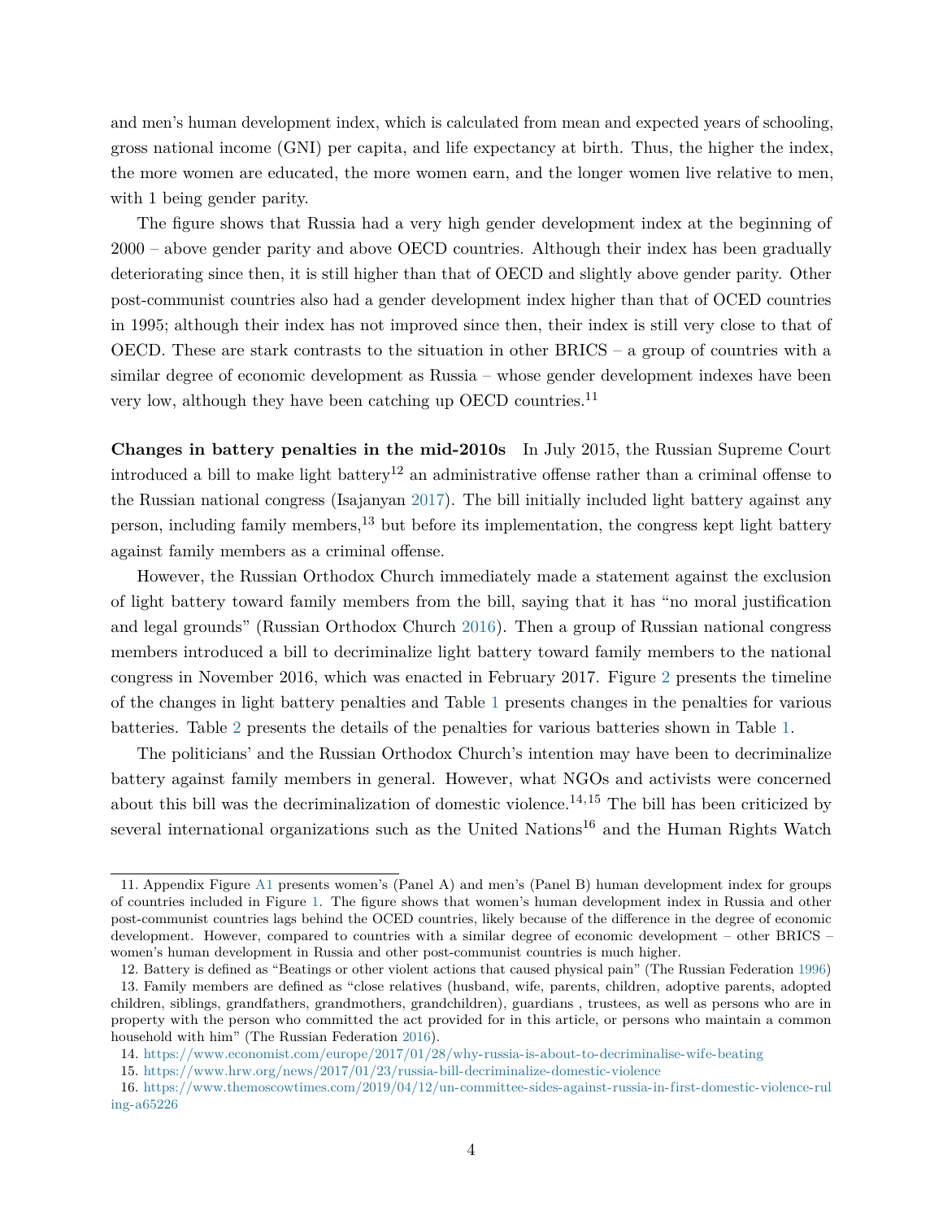and men's human development index, which is calculated from mean and expected years of schooling, gross national income (GNI) per capita, and life expectancy at birth. Thus, the higher the index, the more women are educated, the more women earn, and the longer women live relative to men, with 1 being gender parity.

The figure shows that Russia had a very high gender development index at the beginning of 2000 – above gender parity and above OECD countries. Although their index has been gradually deteriorating since then, it is still higher than that of OECD and slightly above gender parity. Other post-communist countries also had a gender development index higher than that of OCED countries in 1995; although their index has not improved since then, their index is still very close to that of OECD. These are stark contrasts to the situation in other BRICS – a group of countries with a similar degree of economic development as Russia – whose gender development indexes have been very low, although they have been catching up OECD countries.[11]

**Changes in battery penalties in the mid-2010s** In July 2015, the Russian Supreme Court introduced a bill to make light battery[12] an administrative offense rather than a criminal offense to the Russian national congress (Isajanyan 2017). The bill initially included light battery against any person, including family members,[13] but before its implementation, the congress kept light battery against family members as a criminal offense.

However, the Russian Orthodox Church immediately made a statement against the exclusion of light battery toward family members from the bill, saying that it has "no moral justification and legal grounds" (Russian Orthodox Church 2016). Then a group of Russian national congress members introduced a bill to decriminalize light battery toward family members to the national congress in November 2016, which was enacted in February 2017. Figure 2 presents the timeline of the changes in light battery penalties and Table 1 presents changes in the penalties for various batteries. Table 2 presents the details of the penalties for various batteries shown in Table 1.

The politicians' and the Russian Orthodox Church's intention may have been to decriminalize battery against family members in general. However, what NGOs and activists were concerned about this bill was the decriminalization of domestic violence.[14,15] The bill has been criticized by several international organizations such as the United Nations[16] and the Human Rights Watch

---

11. Appendix Figure A1 presents women's (Panel A) and men's (Panel B) human development index for groups of countries included in Figure 1. The figure shows that women's human development index in Russia and other post-communist countries lags behind the OCED countries, likely because of the difference in the degree of economic development. However, compared to countries with a similar degree of economic development – other BRICS – women's human development in Russia and other post-communist countries is much higher.

12. Battery is defined as "Beatings or other violent actions that caused physical pain" (The Russian Federation 1996)

13. Family members are defined as "close relatives (husband, wife, parents, children, adoptive parents, adopted children, siblings, grandfathers, grandmothers, grandchildren), guardians , trustees, as well as persons who are in property with the person who committed the act provided for in this article, or persons who maintain a common household with him" (The Russian Federation 2016).

14. https://www.economist.com/europe/2017/01/28/why-russia-is-about-to-decriminalise-wife-beating

15. https://www.hrw.org/news/2017/01/23/russia-bill-decriminalize-domestic-violence

16. https://www.themoscowtimes.com/2019/04/12/un-committee-sides-against-russia-in-first-domestic-violence-ruling-a65226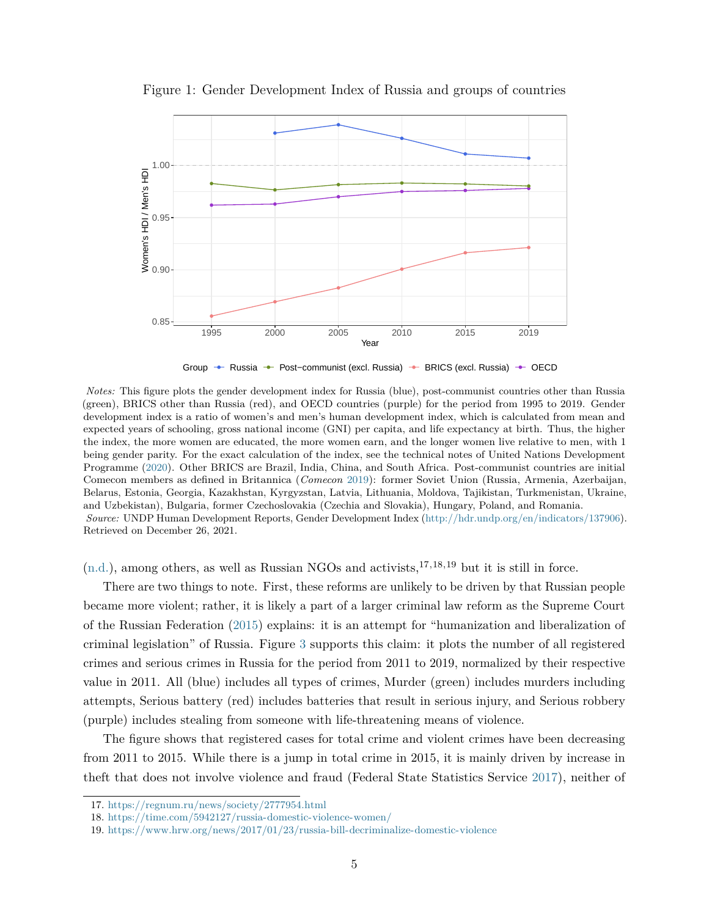Figure 1: Gender Development Index of Russia and groups of countries

*Notes:* This figure plots the gender development index for Russia (blue), post-communist countries other than Russia (green), BRICS other than Russia (red), and OECD countries (purple) for the period from 1995 to 2019. Gender development index is a ratio of women's and men's human development index, which is calculated from mean and expected years of schooling, gross national income (GNI) per capita, and life expectancy at birth. Thus, the higher the index, the more women are educated, the more women earn, and the longer women live relative to men, with 1 being gender parity. For the exact calculation of the index, see the technical notes of United Nations Development Programme (2020). Other BRICS are Brazil, India, China, and South Africa. Post-communist countries are initial Comecon members as defined in Britannica (*Comecon* 2019): former Soviet Union (Russia, Armenia, Azerbaijan, Belarus, Estonia, Georgia, Kazakhstan, Kyrgyzstan, Latvia, Lithuania, Moldova, Tajikistan, Turkmenistan, Ukraine, and Uzbekistan), Bulgaria, former Czechoslovakia (Czechia and Slovakia), Hungary, Poland, and Romania.
*Source:* UNDP Human Development Reports, Gender Development Index (http://hdr.undp.org/en/indicators/137906). Retrieved on December 26, 2021.

(n.d.), among others, as well as Russian NGOs and activists,[17,18,19] but it is still in force.

There are two things to note. First, these reforms are unlikely to be driven by that Russian people became more violent; rather, it is likely a part of a larger criminal law reform as the Supreme Court of the Russian Federation (2015) explains: it is an attempt for "humanization and liberalization of criminal legislation" of Russia. Figure 3 supports this claim: it plots the number of all registered crimes and serious crimes in Russia for the period from 2011 to 2019, normalized by their respective value in 2011. All (blue) includes all types of crimes, Murder (green) includes murders including attempts, Serious battery (red) includes batteries that result in serious injury, and Serious robbery (purple) includes stealing from someone with life-threatening means of violence.

The figure shows that registered cases for total crime and violent crimes have been decreasing from 2011 to 2015. While there is a jump in total crime in 2015, it is mainly driven by increase in theft that does not involve violence and fraud (Federal State Statistics Service 2017), neither of

17. https://regnum.ru/news/society/2777954.html
18. https://time.com/5942127/russia-domestic-violence-women/
19. https://www.hrw.org/news/2017/01/23/russia-bill-decriminalize-domestic-violence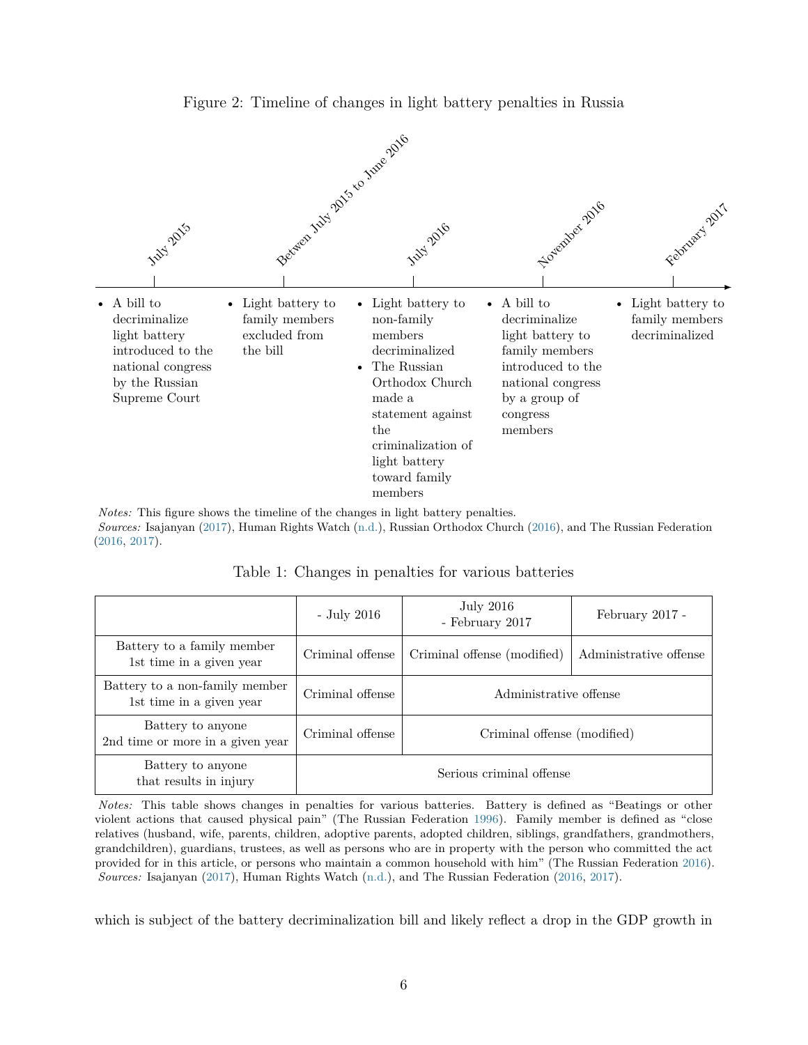Figure 2: Timeline of changes in light battery penalties in Russia

**July 2015**

- A bill to decriminalize light battery introduced to the national congress by the Russian Supreme Court

**Between July 2015 to June 2016**

- Light battery to family members excluded from the bill

**July 2016**

- Light battery to non-family members decriminalized
- The Russian Orthodox Church made a statement against the criminalization of light battery toward family members

**November 2016**

- A bill to decriminalize light battery to family members introduced to the national congress by a group of congress members

**February 2017**

- Light battery to family members decriminalized

*Notes:* This figure shows the timeline of the changes in light battery penalties.
*Sources:* Isajanyan (2017), Human Rights Watch (n.d.), Russian Orthodox Church (2016), and The Russian Federation (2016, 2017).

Table 1: Changes in penalties for various batteries

| | - July 2016 | July 2016 - February 2017 | February 2017 - |
|---|---|---|---|
| Battery to a family member 1st time in a given year | Criminal offense | Criminal offense (modified) | Administrative offense |
| Battery to a non-family member 1st time in a given year | Criminal offense | Administrative offense | |
| Battery to anyone 2nd time or more in a given year | Criminal offense | Criminal offense (modified) | |
| Battery to anyone that results in injury | Serious criminal offense | | |

*Notes:* This table shows changes in penalties for various batteries. Battery is defined as "Beatings or other violent actions that caused physical pain" (The Russian Federation 1996). Family member is defined as "close relatives (husband, wife, parents, children, adoptive parents, adopted children, siblings, grandfathers, grandmothers, grandchildren), guardians, trustees, as well as persons who are in property with the person who committed the act provided for in this article, or persons who maintain a common household with him" (The Russian Federation 2016).
*Sources:* Isajanyan (2017), Human Rights Watch (n.d.), and The Russian Federation (2016, 2017).

which is subject of the battery decriminalization bill and likely reflect a drop in the GDP growth in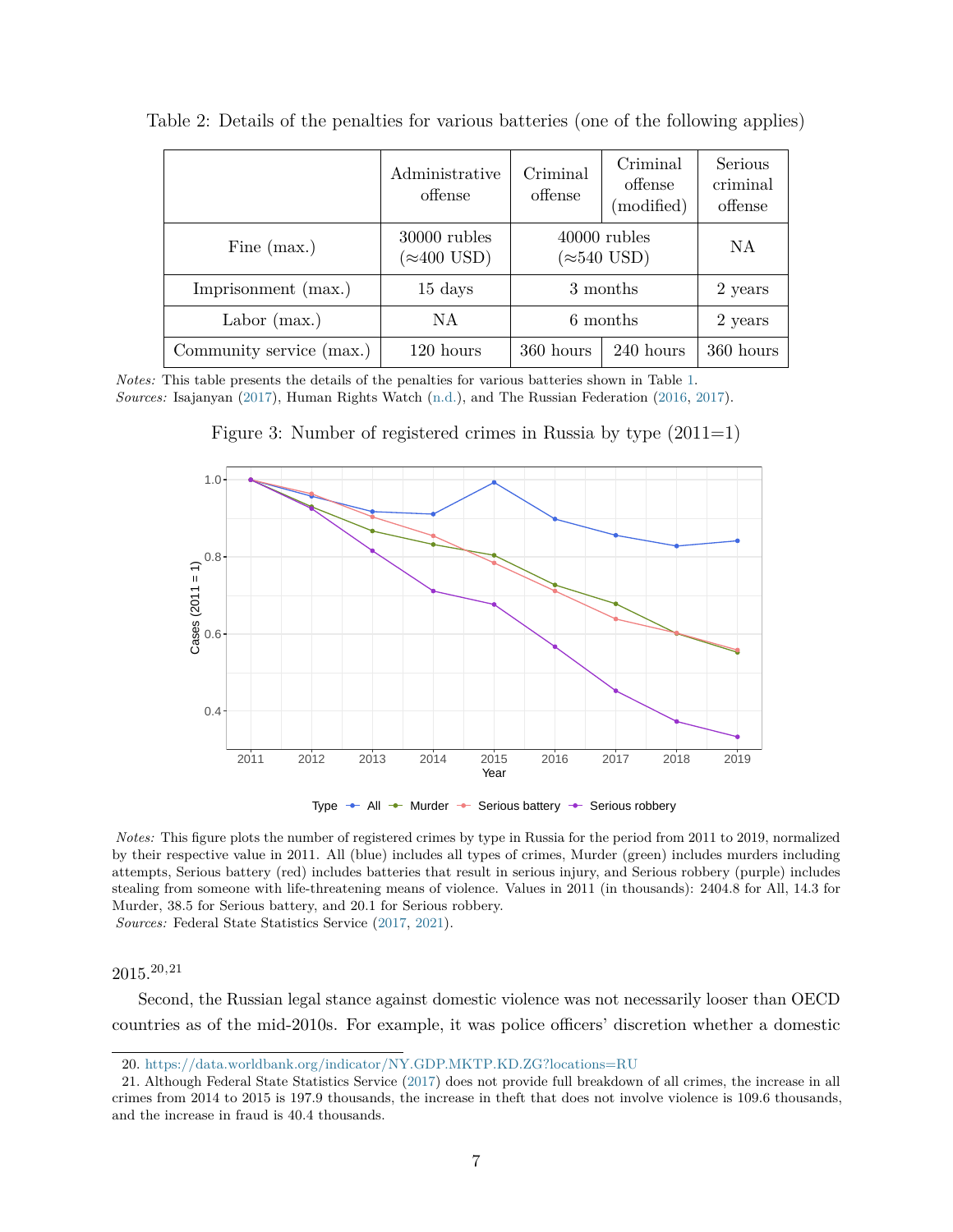Table 2: Details of the penalties for various batteries (one of the following applies)

| | Administrative offense | Criminal offense | Criminal offense (modified) | Serious criminal offense |
|---|---|---|---|---|
| Fine (max.) | 30000 rubles (≈400 USD) | 40000 rubles (≈540 USD) | | NA |
| Imprisonment (max.) | 15 days | 3 months | | 2 years |
| Labor (max.) | NA | 6 months | | 2 years |
| Community service (max.) | 120 hours | 360 hours | 240 hours | 360 hours |

*Notes:* This table presents the details of the penalties for various batteries shown in Table 1.
*Sources:* Isajanyan (2017), Human Rights Watch (n.d.), and The Russian Federation (2016, 2017).

Figure 3: Number of registered crimes in Russia by type (2011=1)

*Notes:* This figure plots the number of registered crimes by type in Russia for the period from 2011 to 2019, normalized by their respective value in 2011. All (blue) includes all types of crimes, Murder (green) includes murders including attempts, Serious battery (red) includes batteries that result in serious injury, and Serious robbery (purple) includes stealing from someone with life-threatening means of violence. Values in 2011 (in thousands): 2404.8 for All, 14.3 for Murder, 38.5 for Serious battery, and 20.1 for Serious robbery.
*Sources:* Federal State Statistics Service (2017, 2021).

2015.[20,21]

Second, the Russian legal stance against domestic violence was not necessarily looser than OECD countries as of the mid-2010s. For example, it was police officers' discretion whether a domestic

---

20. https://data.worldbank.org/indicator/NY.GDP.MKTP.KD.ZG?locations=RU

21. Although Federal State Statistics Service (2017) does not provide full breakdown of all crimes, the increase in all crimes from 2014 to 2015 is 197.9 thousands, the increase in theft that does not involve violence is 109.6 thousands, and the increase in fraud is 40.4 thousands.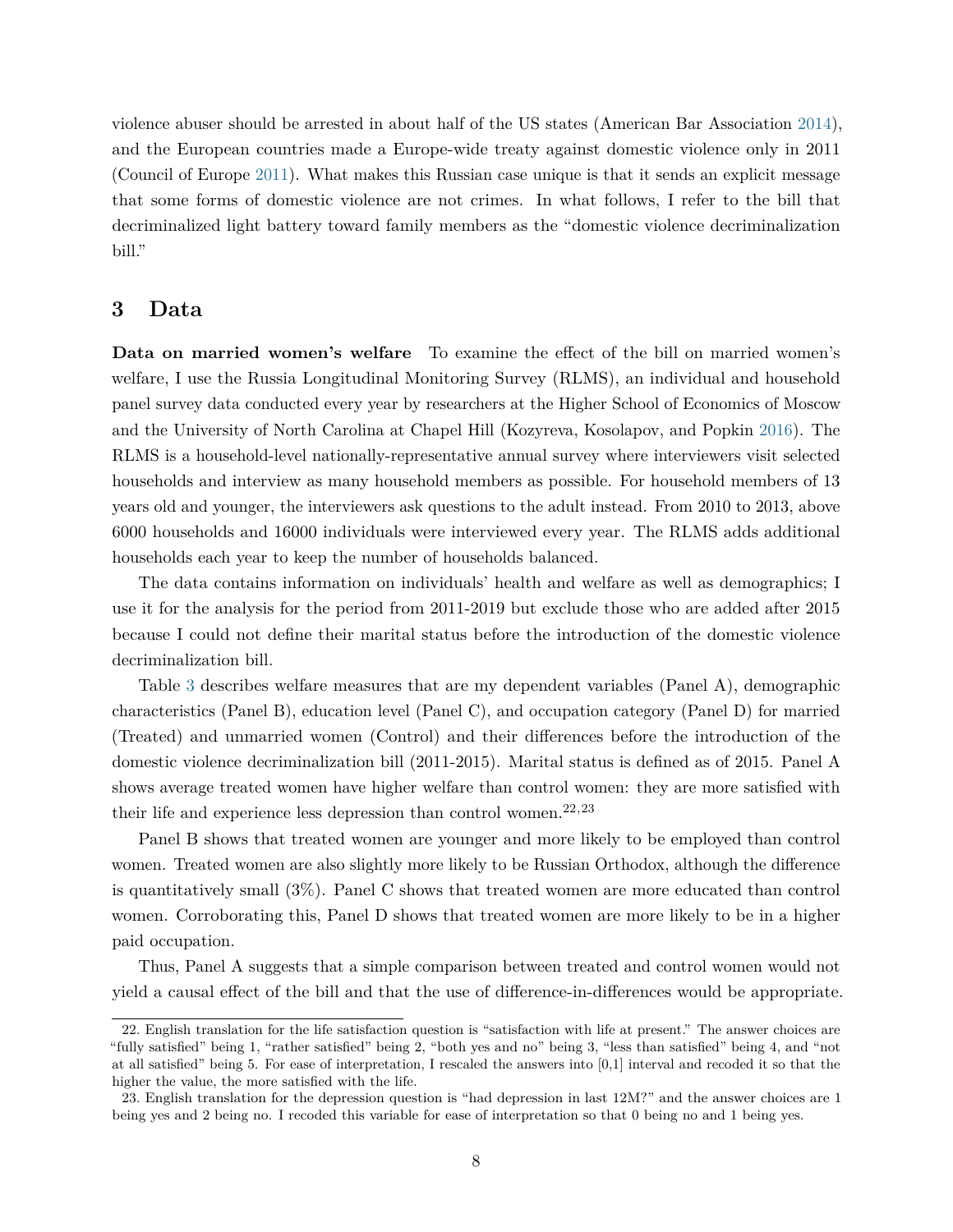violence abuser should be arrested in about half of the US states (American Bar Association 2014), and the European countries made a Europe-wide treaty against domestic violence only in 2011 (Council of Europe 2011). What makes this Russian case unique is that it sends an explicit message that some forms of domestic violence are not crimes. In what follows, I refer to the bill that decriminalized light battery toward family members as the "domestic violence decriminalization bill."

## 3 Data

**Data on married women's welfare** To examine the effect of the bill on married women's welfare, I use the Russia Longitudinal Monitoring Survey (RLMS), an individual and household panel survey data conducted every year by researchers at the Higher School of Economics of Moscow and the University of North Carolina at Chapel Hill (Kozyreva, Kosolapov, and Popkin 2016). The RLMS is a household-level nationally-representative annual survey where interviewers visit selected households and interview as many household members as possible. For household members of 13 years old and younger, the interviewers ask questions to the adult instead. From 2010 to 2013, above 6000 households and 16000 individuals were interviewed every year. The RLMS adds additional households each year to keep the number of households balanced.

The data contains information on individuals' health and welfare as well as demographics; I use it for the analysis for the period from 2011-2019 but exclude those who are added after 2015 because I could not define their marital status before the introduction of the domestic violence decriminalization bill.

Table 3 describes welfare measures that are my dependent variables (Panel A), demographic characteristics (Panel B), education level (Panel C), and occupation category (Panel D) for married (Treated) and unmarried women (Control) and their differences before the introduction of the domestic violence decriminalization bill (2011-2015). Marital status is defined as of 2015. Panel A shows average treated women have higher welfare than control women: they are more satisfied with their life and experience less depression than control women.[22,23]

Panel B shows that treated women are younger and more likely to be employed than control women. Treated women are also slightly more likely to be Russian Orthodox, although the difference is quantitatively small (3%). Panel C shows that treated women are more educated than control women. Corroborating this, Panel D shows that treated women are more likely to be in a higher paid occupation.

Thus, Panel A suggests that a simple comparison between treated and control women would not yield a causal effect of the bill and that the use of difference-in-differences would be appropriate.

---

22. English translation for the life satisfaction question is "satisfaction with life at present." The answer choices are "fully satisfied" being 1, "rather satisfied" being 2, "both yes and no" being 3, "less than satisfied" being 4, and "not at all satisfied" being 5. For ease of interpretation, I rescaled the answers into [0,1] interval and recoded it so that the higher the value, the more satisfied with the life.

23. English translation for the depression question is "had depression in last 12M?" and the answer choices are 1 being yes and 2 being no. I recoded this variable for ease of interpretation so that 0 being no and 1 being yes.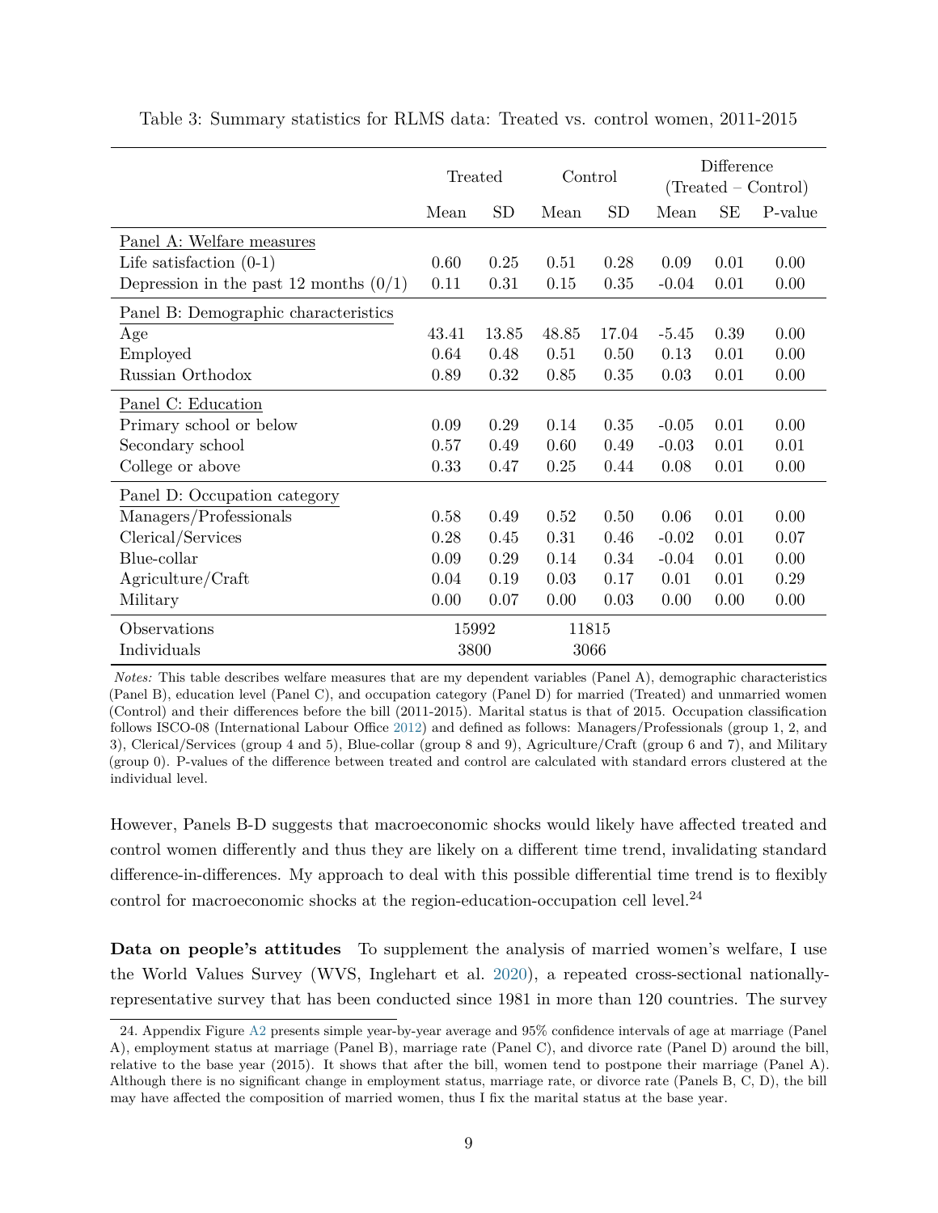Table 3: Summary statistics for RLMS data: Treated vs. control women, 2011-2015

| | Treated | | Control | | Difference (Treated – Control) | | |
|---|---|---|---|---|---|---|---|
| | Mean | SD | Mean | SD | Mean | SE | P-value |
| Panel A: Welfare measures | | | | | | | |
| Life satisfaction (0-1) | 0.60 | 0.25 | 0.51 | 0.28 | 0.09 | 0.01 | 0.00 |
| Depression in the past 12 months (0/1) | 0.11 | 0.31 | 0.15 | 0.35 | -0.04 | 0.01 | 0.00 |
| Panel B: Demographic characteristics | | | | | | | |
| Age | 43.41 | 13.85 | 48.85 | 17.04 | -5.45 | 0.39 | 0.00 |
| Employed | 0.64 | 0.48 | 0.51 | 0.50 | 0.13 | 0.01 | 0.00 |
| Russian Orthodox | 0.89 | 0.32 | 0.85 | 0.35 | 0.03 | 0.01 | 0.00 |
| Panel C: Education | | | | | | | |
| Primary school or below | 0.09 | 0.29 | 0.14 | 0.35 | -0.05 | 0.01 | 0.00 |
| Secondary school | 0.57 | 0.49 | 0.60 | 0.49 | -0.03 | 0.01 | 0.01 |
| College or above | 0.33 | 0.47 | 0.25 | 0.44 | 0.08 | 0.01 | 0.00 |
| Panel D: Occupation category | | | | | | | |
| Managers/Professionals | 0.58 | 0.49 | 0.52 | 0.50 | 0.06 | 0.01 | 0.00 |
| Clerical/Services | 0.28 | 0.45 | 0.31 | 0.46 | -0.02 | 0.01 | 0.07 |
| Blue-collar | 0.09 | 0.29 | 0.14 | 0.34 | -0.04 | 0.01 | 0.00 |
| Agriculture/Craft | 0.04 | 0.19 | 0.03 | 0.17 | 0.01 | 0.01 | 0.29 |
| Military | 0.00 | 0.07 | 0.00 | 0.03 | 0.00 | 0.00 | 0.00 |
| Observations | 15992 | | 11815 | | | | |
| Individuals | 3800 | | 3066 | | | | |

*Notes:* This table describes welfare measures that are my dependent variables (Panel A), demographic characteristics (Panel B), education level (Panel C), and occupation category (Panel D) for married (Treated) and unmarried women (Control) and their differences before the bill (2011-2015). Marital status is that of 2015. Occupation classification follows ISCO-08 (International Labour Office 2012) and defined as follows: Managers/Professionals (group 1, 2, and 3), Clerical/Services (group 4 and 5), Blue-collar (group 8 and 9), Agriculture/Craft (group 6 and 7), and Military (group 0). P-values of the difference between treated and control are calculated with standard errors clustered at the individual level.

However, Panels B-D suggests that macroeconomic shocks would likely have affected treated and control women differently and thus they are likely on a different time trend, invalidating standard difference-in-differences. My approach to deal with this possible differential time trend is to flexibly control for macroeconomic shocks at the region-education-occupation cell level.[24]

**Data on people's attitudes** To supplement the analysis of married women's welfare, I use the World Values Survey (WVS, Inglehart et al. 2020), a repeated cross-sectional nationally-representative survey that has been conducted since 1981 in more than 120 countries. The survey

24. Appendix Figure A2 presents simple year-by-year average and 95% confidence intervals of age at marriage (Panel A), employment status at marriage (Panel B), marriage rate (Panel C), and divorce rate (Panel D) around the bill, relative to the base year (2015). It shows that after the bill, women tend to postpone their marriage (Panel A). Although there is no significant change in employment status, marriage rate, or divorce rate (Panels B, C, D), the bill may have affected the composition of married women, thus I fix the marital status at the base year.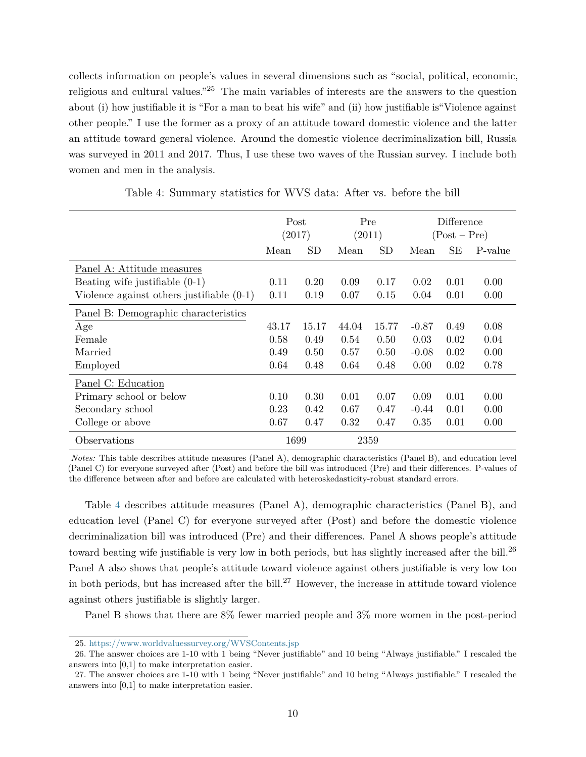collects information on people's values in several dimensions such as "social, political, economic, religious and cultural values."[25] The main variables of interests are the answers to the question about (i) how justifiable it is "For a man to beat his wife" and (ii) how justifiable is"Violence against other people." I use the former as a proxy of an attitude toward domestic violence and the latter an attitude toward general violence. Around the domestic violence decriminalization bill, Russia was surveyed in 2011 and 2017. Thus, I use these two waves of the Russian survey. I include both women and men in the analysis.

Table 4: Summary statistics for WVS data: After vs. before the bill

| | Post (2017) | | Pre (2011) | | Difference (Post – Pre) | | |
|---|---|---|---|---|---|---|---|
| | Mean | SD | Mean | SD | Mean | SE | P-value |
| Panel A: Attitude measures | | | | | | | |
| Beating wife justifiable (0-1) | 0.11 | 0.20 | 0.09 | 0.17 | 0.02 | 0.01 | 0.00 |
| Violence against others justifiable (0-1) | 0.11 | 0.19 | 0.07 | 0.15 | 0.04 | 0.01 | 0.00 |
| Panel B: Demographic characteristics | | | | | | | |
| Age | 43.17 | 15.17 | 44.04 | 15.77 | -0.87 | 0.49 | 0.08 |
| Female | 0.58 | 0.49 | 0.54 | 0.50 | 0.03 | 0.02 | 0.04 |
| Married | 0.49 | 0.50 | 0.57 | 0.50 | -0.08 | 0.02 | 0.00 |
| Employed | 0.64 | 0.48 | 0.64 | 0.48 | 0.00 | 0.02 | 0.78 |
| Panel C: Education | | | | | | | |
| Primary school or below | 0.10 | 0.30 | 0.01 | 0.07 | 0.09 | 0.01 | 0.00 |
| Secondary school | 0.23 | 0.42 | 0.67 | 0.47 | -0.44 | 0.01 | 0.00 |
| College or above | 0.67 | 0.47 | 0.32 | 0.47 | 0.35 | 0.01 | 0.00 |
| Observations | 1699 | | 2359 | | | | |

*Notes:* This table describes attitude measures (Panel A), demographic characteristics (Panel B), and education level (Panel C) for everyone surveyed after (Post) and before the bill was introduced (Pre) and their differences. P-values of the difference between after and before are calculated with heteroskedasticity-robust standard errors.

Table 4 describes attitude measures (Panel A), demographic characteristics (Panel B), and education level (Panel C) for everyone surveyed after (Post) and before the domestic violence decriminalization bill was introduced (Pre) and their differences. Panel A shows people's attitude toward beating wife justifiable is very low in both periods, but has slightly increased after the bill.[26] Panel A also shows that people's attitude toward violence against others justifiable is very low too in both periods, but has increased after the bill.[27] However, the increase in attitude toward violence against others justifiable is slightly larger.

Panel B shows that there are 8% fewer married people and 3% more women in the post-period

25. https://www.worldvaluessurvey.org/WVSContents.jsp

26. The answer choices are 1-10 with 1 being "Never justifiable" and 10 being "Always justifiable." I rescaled the answers into [0,1] to make interpretation easier.

27. The answer choices are 1-10 with 1 being "Never justifiable" and 10 being "Always justifiable." I rescaled the answers into [0,1] to make interpretation easier.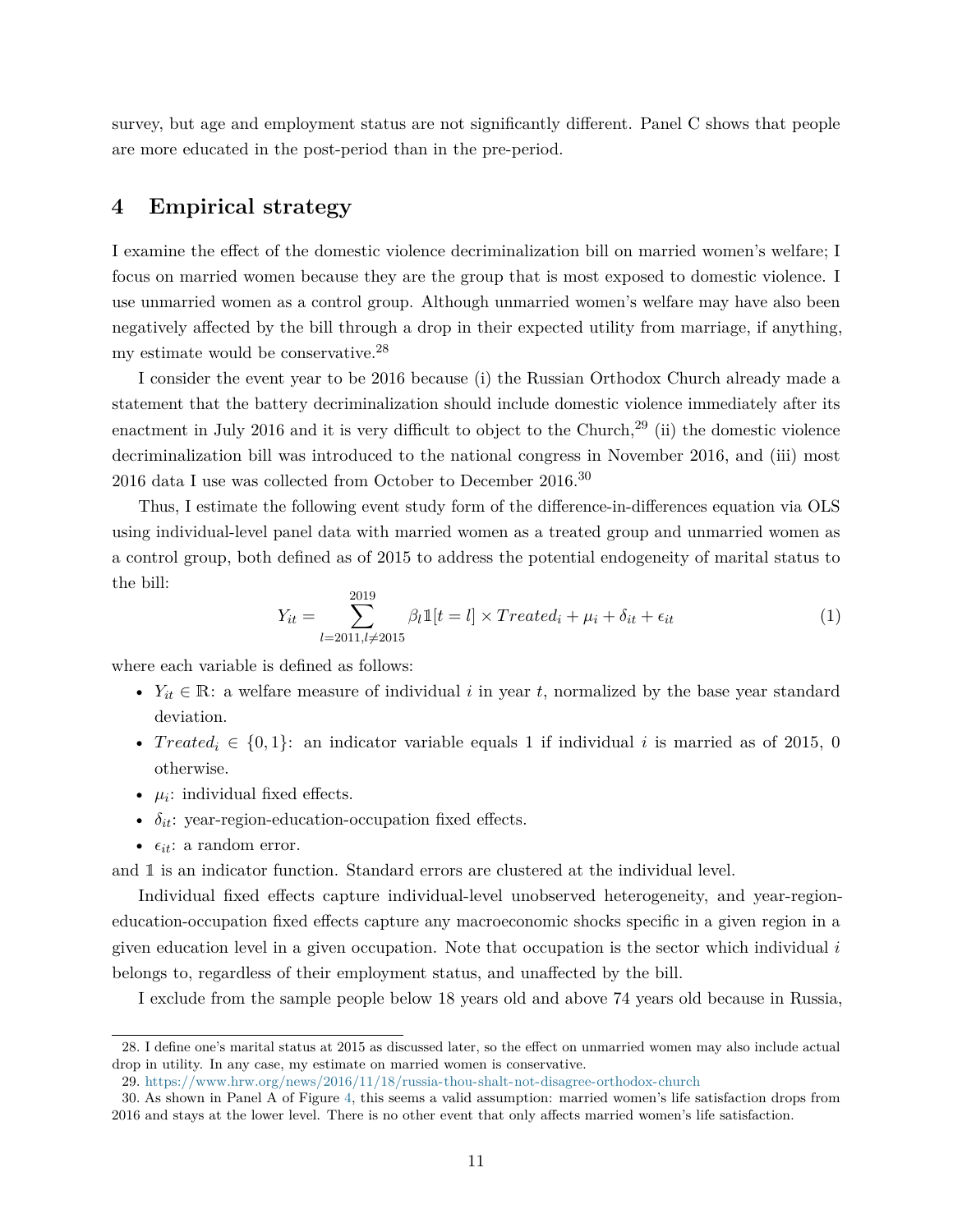survey, but age and employment status are not significantly different. Panel C shows that people are more educated in the post-period than in the pre-period.

## 4 Empirical strategy

I examine the effect of the domestic violence decriminalization bill on married women's welfare; I focus on married women because they are the group that is most exposed to domestic violence. I use unmarried women as a control group. Although unmarried women's welfare may have also been negatively affected by the bill through a drop in their expected utility from marriage, if anything, my estimate would be conservative.[28]

I consider the event year to be 2016 because (i) the Russian Orthodox Church already made a statement that the battery decriminalization should include domestic violence immediately after its enactment in July 2016 and it is very difficult to object to the Church,[29] (ii) the domestic violence decriminalization bill was introduced to the national congress in November 2016, and (iii) most 2016 data I use was collected from October to December 2016.[30]

Thus, I estimate the following event study form of the difference-in-differences equation via OLS using individual-level panel data with married women as a treated group and unmarried women as a control group, both defined as of 2015 to address the potential endogeneity of marital status to the bill:

$$Y_{it} = \sum_{l=2011, l \neq 2015}^{2019} \beta_l \mathbb{1}[t = l] \times Treated_i + \mu_i + \delta_{it} + \epsilon_{it} \tag{1}$$

where each variable is defined as follows:

- $Y_{it} \in \mathbb{R}$: a welfare measure of individual $i$ in year $t$, normalized by the base year standard deviation.
- $Treated_i \in \{0, 1\}$: an indicator variable equals 1 if individual $i$ is married as of 2015, 0 otherwise.
- $\mu_i$: individual fixed effects.
- $\delta_{it}$: year-region-education-occupation fixed effects.
- $\epsilon_{it}$: a random error.

and $\mathbb{1}$ is an indicator function. Standard errors are clustered at the individual level.

Individual fixed effects capture individual-level unobserved heterogeneity, and year-region-education-occupation fixed effects capture any macroeconomic shocks specific in a given region in a given education level in a given occupation. Note that occupation is the sector which individual $i$ belongs to, regardless of their employment status, and unaffected by the bill.

I exclude from the sample people below 18 years old and above 74 years old because in Russia,

---

28. I define one's marital status at 2015 as discussed later, so the effect on unmarried women may also include actual drop in utility. In any case, my estimate on married women is conservative.

29. https://www.hrw.org/news/2016/11/18/russia-thou-shalt-not-disagree-orthodox-church

30. As shown in Panel A of Figure 4, this seems a valid assumption: married women's life satisfaction drops from 2016 and stays at the lower level. There is no other event that only affects married women's life satisfaction.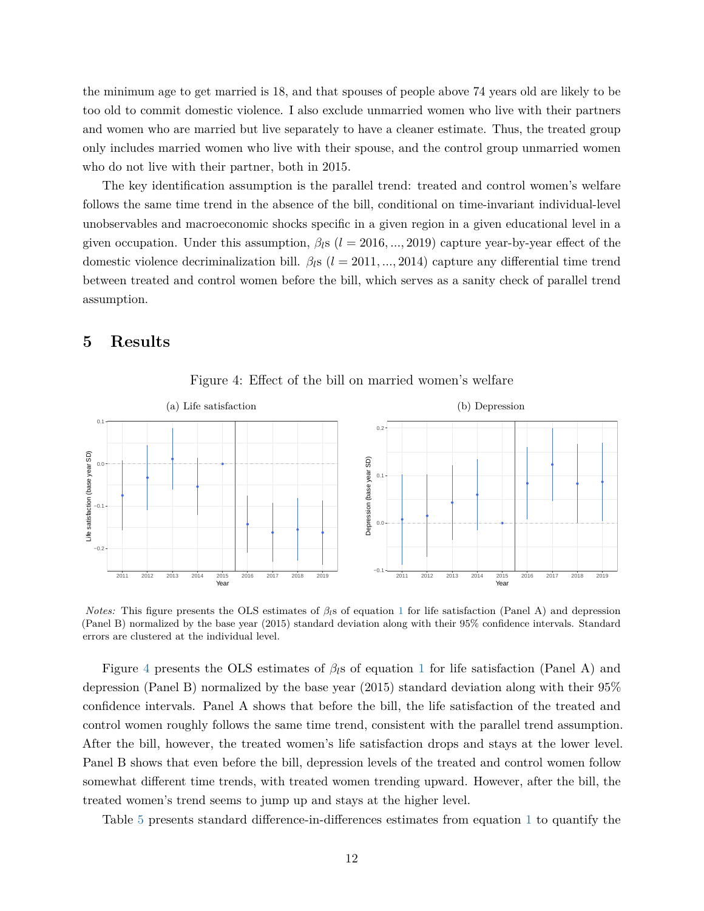the minimum age to get married is 18, and that spouses of people above 74 years old are likely to be too old to commit domestic violence. I also exclude unmarried women who live with their partners and women who are married but live separately to have a cleaner estimate. Thus, the treated group only includes married women who live with their spouse, and the control group unmarried women who do not live with their partner, both in 2015.

The key identification assumption is the parallel trend: treated and control women's welfare follows the same time trend in the absence of the bill, conditional on time-invariant individual-level unobservables and macroeconomic shocks specific in a given region in a given educational level in a given occupation. Under this assumption, $\beta_l$s ($l = 2016, ..., 2019$) capture year-by-year effect of the domestic violence decriminalization bill. $\beta_l$s ($l = 2011, ..., 2014$) capture any differential time trend between treated and control women before the bill, which serves as a sanity check of parallel trend assumption.

# 5 Results

Figure 4: Effect of the bill on married women's welfare

(a) Life satisfaction

(b) Depression

*Notes:* This figure presents the OLS estimates of $\beta_l$s of equation 1 for life satisfaction (Panel A) and depression (Panel B) normalized by the base year (2015) standard deviation along with their 95% confidence intervals. Standard errors are clustered at the individual level.

Figure 4 presents the OLS estimates of $\beta_l$s of equation 1 for life satisfaction (Panel A) and depression (Panel B) normalized by the base year (2015) standard deviation along with their 95% confidence intervals. Panel A shows that before the bill, the life satisfaction of the treated and control women roughly follows the same time trend, consistent with the parallel trend assumption. After the bill, however, the treated women's life satisfaction drops and stays at the lower level. Panel B shows that even before the bill, depression levels of the treated and control women follow somewhat different time trends, with treated women trending upward. However, after the bill, the treated women's trend seems to jump up and stays at the higher level.

Table 5 presents standard difference-in-differences estimates from equation 1 to quantify the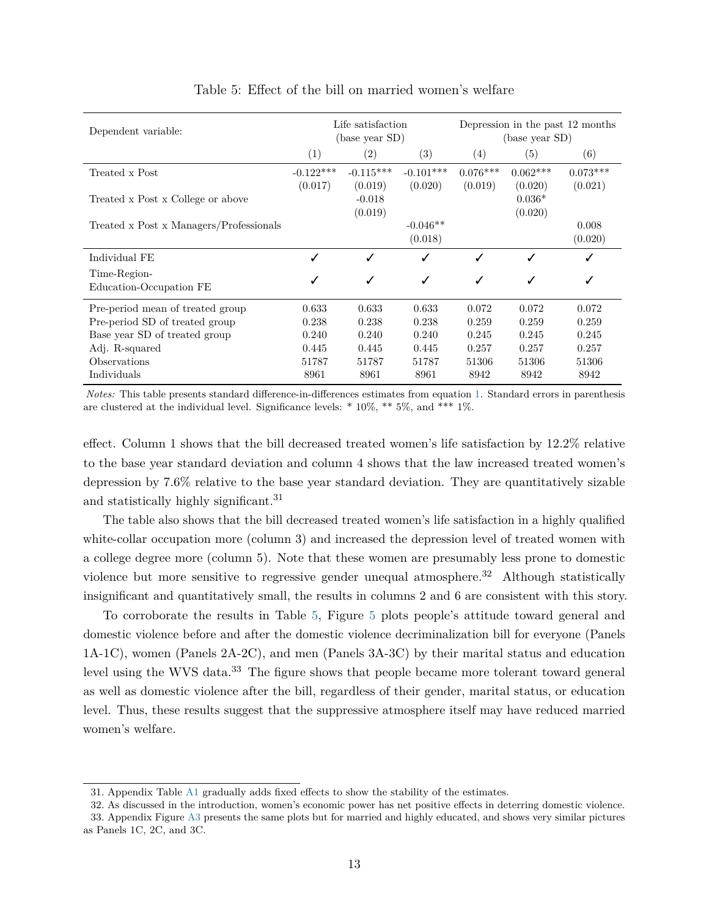Table 5: Effect of the bill on married women's welfare

| Dependent variable: | Life satisfaction (base year SD) | | | Depression in the past 12 months (base year SD) | | |
|---|---|---|---|---|---|---|
| | (1) | (2) | (3) | (4) | (5) | (6) |
| Treated x Post | -0.122*** | -0.115*** | -0.101*** | 0.076*** | 0.062*** | 0.073*** |
| | (0.017) | (0.019) | (0.020) | (0.019) | (0.020) | (0.021) |
| Treated x Post x College or above | | -0.018 | | | 0.036* | |
| | | (0.019) | | | (0.020) | |
| Treated x Post x Managers/Professionals | | | -0.046** | | | 0.008 |
| | | | (0.018) | | | (0.020) |
| Individual FE | ✓ | ✓ | ✓ | ✓ | ✓ | ✓ |
| Time-Region-Education-Occupation FE | ✓ | ✓ | ✓ | ✓ | ✓ | ✓ |
| Pre-period mean of treated group | 0.633 | 0.633 | 0.633 | 0.072 | 0.072 | 0.072 |
| Pre-period SD of treated group | 0.238 | 0.238 | 0.238 | 0.259 | 0.259 | 0.259 |
| Base year SD of treated group | 0.240 | 0.240 | 0.240 | 0.245 | 0.245 | 0.245 |
| Adj. R-squared | 0.445 | 0.445 | 0.445 | 0.257 | 0.257 | 0.257 |
| Observations | 51787 | 51787 | 51787 | 51306 | 51306 | 51306 |
| Individuals | 8961 | 8961 | 8961 | 8942 | 8942 | 8942 |

*Notes:* This table presents standard difference-in-differences estimates from equation 1. Standard errors in parenthesis are clustered at the individual level. Significance levels: * 10%, ** 5%, and *** 1%.

effect. Column 1 shows that the bill decreased treated women's life satisfaction by 12.2% relative to the base year standard deviation and column 4 shows that the law increased treated women's depression by 7.6% relative to the base year standard deviation. They are quantitatively sizable and statistically highly significant.[31]

The table also shows that the bill decreased treated women's life satisfaction in a highly qualified white-collar occupation more (column 3) and increased the depression level of treated women with a college degree more (column 5). Note that these women are presumably less prone to domestic violence but more sensitive to regressive gender unequal atmosphere.[32] Although statistically insignificant and quantitatively small, the results in columns 2 and 6 are consistent with this story.

To corroborate the results in Table 5, Figure 5 plots people's attitude toward general and domestic violence before and after the domestic violence decriminalization bill for everyone (Panels 1A-1C), women (Panels 2A-2C), and men (Panels 3A-3C) by their marital status and education level using the WVS data.[33] The figure shows that people became more tolerant toward general as well as domestic violence after the bill, regardless of their gender, marital status, or education level. Thus, these results suggest that the suppressive atmosphere itself may have reduced married women's welfare.

31. Appendix Table A1 gradually adds fixed effects to show the stability of the estimates.

32. As discussed in the introduction, women's economic power has net positive effects in deterring domestic violence.

33. Appendix Figure A3 presents the same plots but for married and highly educated, and shows very similar pictures as Panels 1C, 2C, and 3C.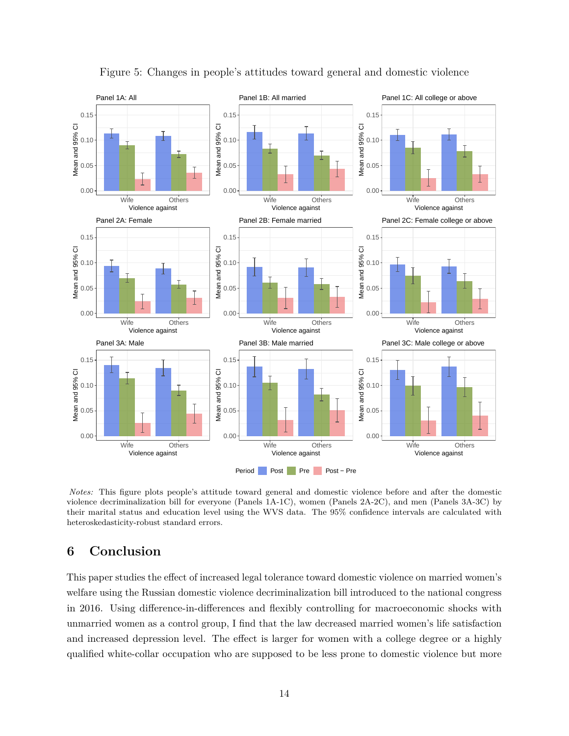Figure 5: Changes in people's attitudes toward general and domestic violence

*Notes:* This figure plots people's attitude toward general and domestic violence before and after the domestic violence decriminalization bill for everyone (Panels 1A-1C), women (Panels 2A-2C), and men (Panels 3A-3C) by their marital status and education level using the WVS data. The 95% confidence intervals are calculated with heteroskedasticity-robust standard errors.

## 6 Conclusion

This paper studies the effect of increased legal tolerance toward domestic violence on married women's welfare using the Russian domestic violence decriminalization bill introduced to the national congress in 2016. Using difference-in-differences and flexibly controlling for macroeconomic shocks with unmarried women as a control group, I find that the law decreased married women's life satisfaction and increased depression level. The effect is larger for women with a college degree or a highly qualified white-collar occupation who are supposed to be less prone to domestic violence but more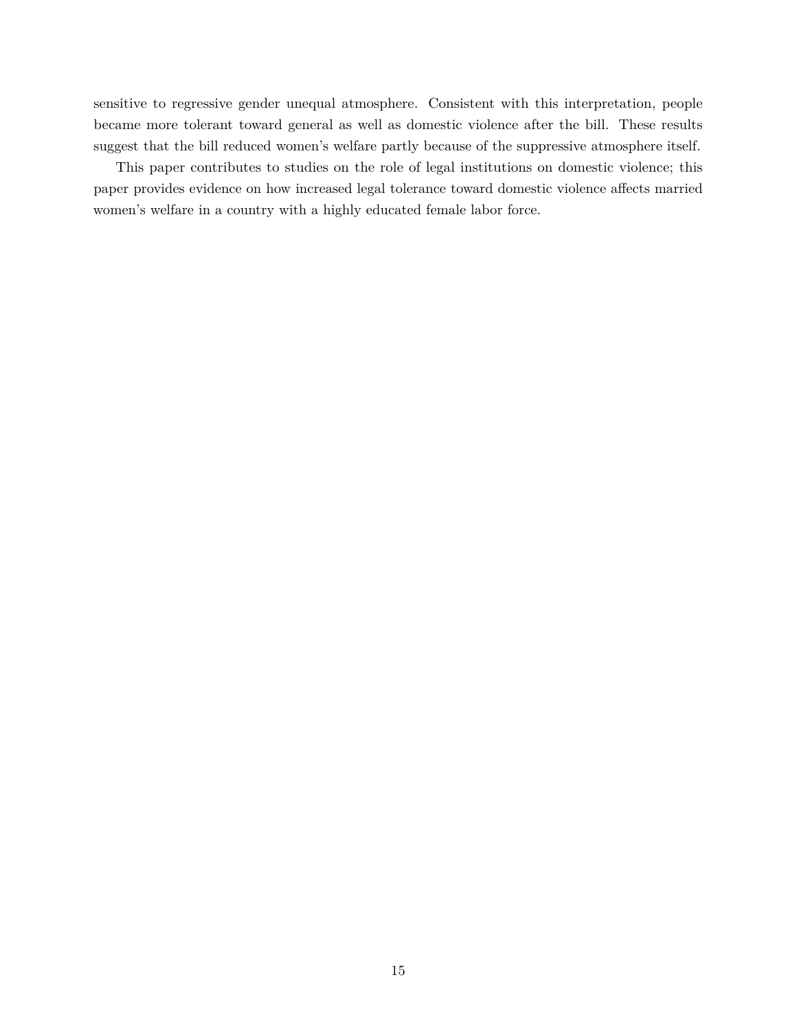sensitive to regressive gender unequal atmosphere. Consistent with this interpretation, people became more tolerant toward general as well as domestic violence after the bill. These results suggest that the bill reduced women's welfare partly because of the suppressive atmosphere itself.

This paper contributes to studies on the role of legal institutions on domestic violence; this paper provides evidence on how increased legal tolerance toward domestic violence affects married women's welfare in a country with a highly educated female labor force.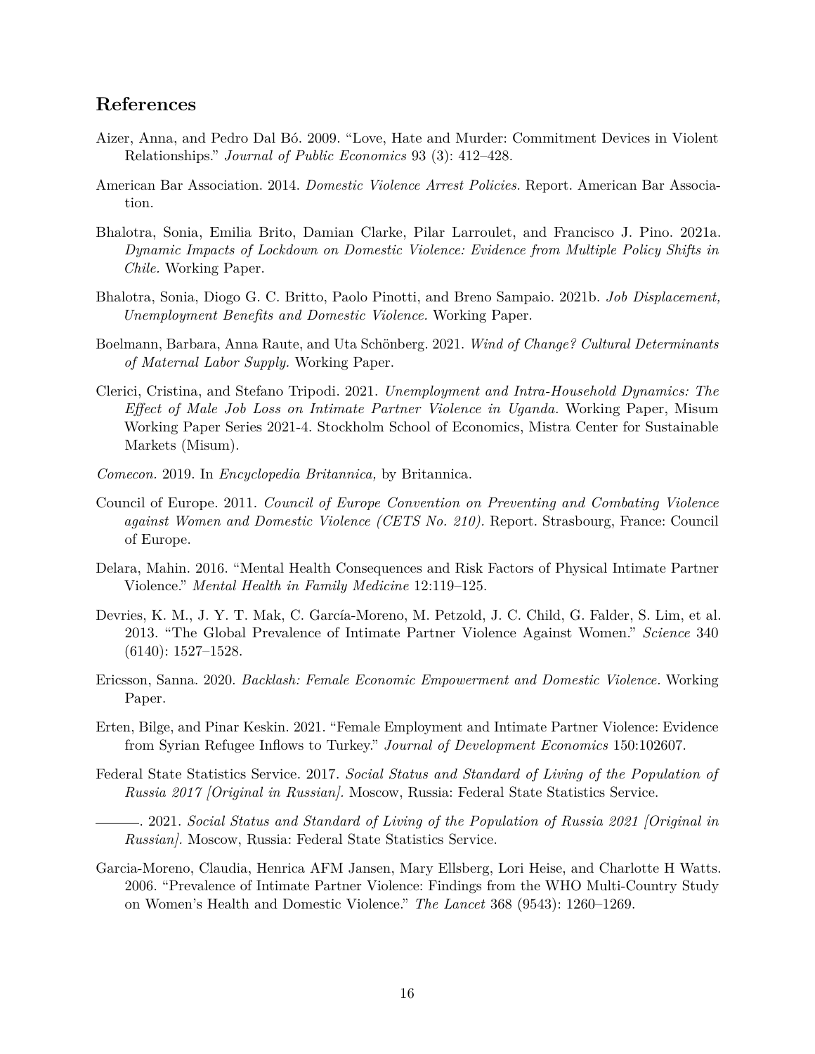## References

Aizer, Anna, and Pedro Dal Bó. 2009. "Love, Hate and Murder: Commitment Devices in Violent Relationships." *Journal of Public Economics* 93 (3): 412–428.

American Bar Association. 2014. *Domestic Violence Arrest Policies.* Report. American Bar Association.

Bhalotra, Sonia, Emilia Brito, Damian Clarke, Pilar Larroulet, and Francisco J. Pino. 2021a. *Dynamic Impacts of Lockdown on Domestic Violence: Evidence from Multiple Policy Shifts in Chile.* Working Paper.

Bhalotra, Sonia, Diogo G. C. Britto, Paolo Pinotti, and Breno Sampaio. 2021b. *Job Displacement, Unemployment Benefits and Domestic Violence.* Working Paper.

Boelmann, Barbara, Anna Raute, and Uta Schönberg. 2021. *Wind of Change? Cultural Determinants of Maternal Labor Supply.* Working Paper.

Clerici, Cristina, and Stefano Tripodi. 2021. *Unemployment and Intra-Household Dynamics: The Effect of Male Job Loss on Intimate Partner Violence in Uganda.* Working Paper, Misum Working Paper Series 2021-4. Stockholm School of Economics, Mistra Center for Sustainable Markets (Misum).

*Comecon.* 2019. In *Encyclopedia Britannica,* by Britannica.

Council of Europe. 2011. *Council of Europe Convention on Preventing and Combating Violence against Women and Domestic Violence (CETS No. 210).* Report. Strasbourg, France: Council of Europe.

Delara, Mahin. 2016. "Mental Health Consequences and Risk Factors of Physical Intimate Partner Violence." *Mental Health in Family Medicine* 12:119–125.

Devries, K. M., J. Y. T. Mak, C. García-Moreno, M. Petzold, J. C. Child, G. Falder, S. Lim, et al. 2013. "The Global Prevalence of Intimate Partner Violence Against Women." *Science* 340 (6140): 1527–1528.

Ericsson, Sanna. 2020. *Backlash: Female Economic Empowerment and Domestic Violence.* Working Paper.

Erten, Bilge, and Pinar Keskin. 2021. "Female Employment and Intimate Partner Violence: Evidence from Syrian Refugee Inflows to Turkey." *Journal of Development Economics* 150:102607.

Federal State Statistics Service. 2017. *Social Status and Standard of Living of the Population of Russia 2017 [Original in Russian].* Moscow, Russia: Federal State Statistics Service.

———. 2021. *Social Status and Standard of Living of the Population of Russia 2021 [Original in Russian].* Moscow, Russia: Federal State Statistics Service.

Garcia-Moreno, Claudia, Henrica AFM Jansen, Mary Ellsberg, Lori Heise, and Charlotte H Watts. 2006. "Prevalence of Intimate Partner Violence: Findings from the WHO Multi-Country Study on Women's Health and Domestic Violence." *The Lancet* 368 (9543): 1260–1269.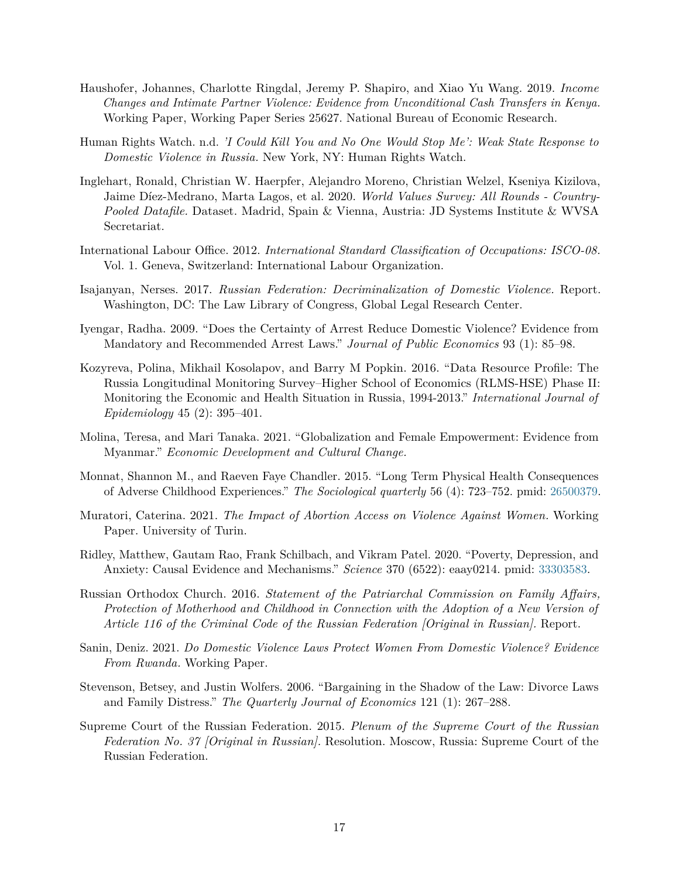Haushofer, Johannes, Charlotte Ringdal, Jeremy P. Shapiro, and Xiao Yu Wang. 2019. *Income Changes and Intimate Partner Violence: Evidence from Unconditional Cash Transfers in Kenya.* Working Paper, Working Paper Series 25627. National Bureau of Economic Research.

Human Rights Watch. n.d. *'I Could Kill You and No One Would Stop Me': Weak State Response to Domestic Violence in Russia.* New York, NY: Human Rights Watch.

Inglehart, Ronald, Christian W. Haerpfer, Alejandro Moreno, Christian Welzel, Kseniya Kizilova, Jaime Díez-Medrano, Marta Lagos, et al. 2020. *World Values Survey: All Rounds - Country-Pooled Datafile.* Dataset. Madrid, Spain & Vienna, Austria: JD Systems Institute & WVSA Secretariat.

International Labour Office. 2012. *International Standard Classification of Occupations: ISCO-08.* Vol. 1. Geneva, Switzerland: International Labour Organization.

Isajanyan, Nerses. 2017. *Russian Federation: Decriminalization of Domestic Violence.* Report. Washington, DC: The Law Library of Congress, Global Legal Research Center.

Iyengar, Radha. 2009. "Does the Certainty of Arrest Reduce Domestic Violence? Evidence from Mandatory and Recommended Arrest Laws." *Journal of Public Economics* 93 (1): 85–98.

Kozyreva, Polina, Mikhail Kosolapov, and Barry M Popkin. 2016. "Data Resource Profile: The Russia Longitudinal Monitoring Survey–Higher School of Economics (RLMS-HSE) Phase II: Monitoring the Economic and Health Situation in Russia, 1994-2013." *International Journal of Epidemiology* 45 (2): 395–401.

Molina, Teresa, and Mari Tanaka. 2021. "Globalization and Female Empowerment: Evidence from Myanmar." *Economic Development and Cultural Change.*

Monnat, Shannon M., and Raeven Faye Chandler. 2015. "Long Term Physical Health Consequences of Adverse Childhood Experiences." *The Sociological quarterly* 56 (4): 723–752. pmid: 26500379.

Muratori, Caterina. 2021. *The Impact of Abortion Access on Violence Against Women.* Working Paper. University of Turin.

Ridley, Matthew, Gautam Rao, Frank Schilbach, and Vikram Patel. 2020. "Poverty, Depression, and Anxiety: Causal Evidence and Mechanisms." *Science* 370 (6522): eaay0214. pmid: 33303583.

Russian Orthodox Church. 2016. *Statement of the Patriarchal Commission on Family Affairs, Protection of Motherhood and Childhood in Connection with the Adoption of a New Version of Article 116 of the Criminal Code of the Russian Federation [Original in Russian].* Report.

Sanin, Deniz. 2021. *Do Domestic Violence Laws Protect Women From Domestic Violence? Evidence From Rwanda.* Working Paper.

Stevenson, Betsey, and Justin Wolfers. 2006. "Bargaining in the Shadow of the Law: Divorce Laws and Family Distress." *The Quarterly Journal of Economics* 121 (1): 267–288.

Supreme Court of the Russian Federation. 2015. *Plenum of the Supreme Court of the Russian Federation No. 37 [Original in Russian].* Resolution. Moscow, Russia: Supreme Court of the Russian Federation.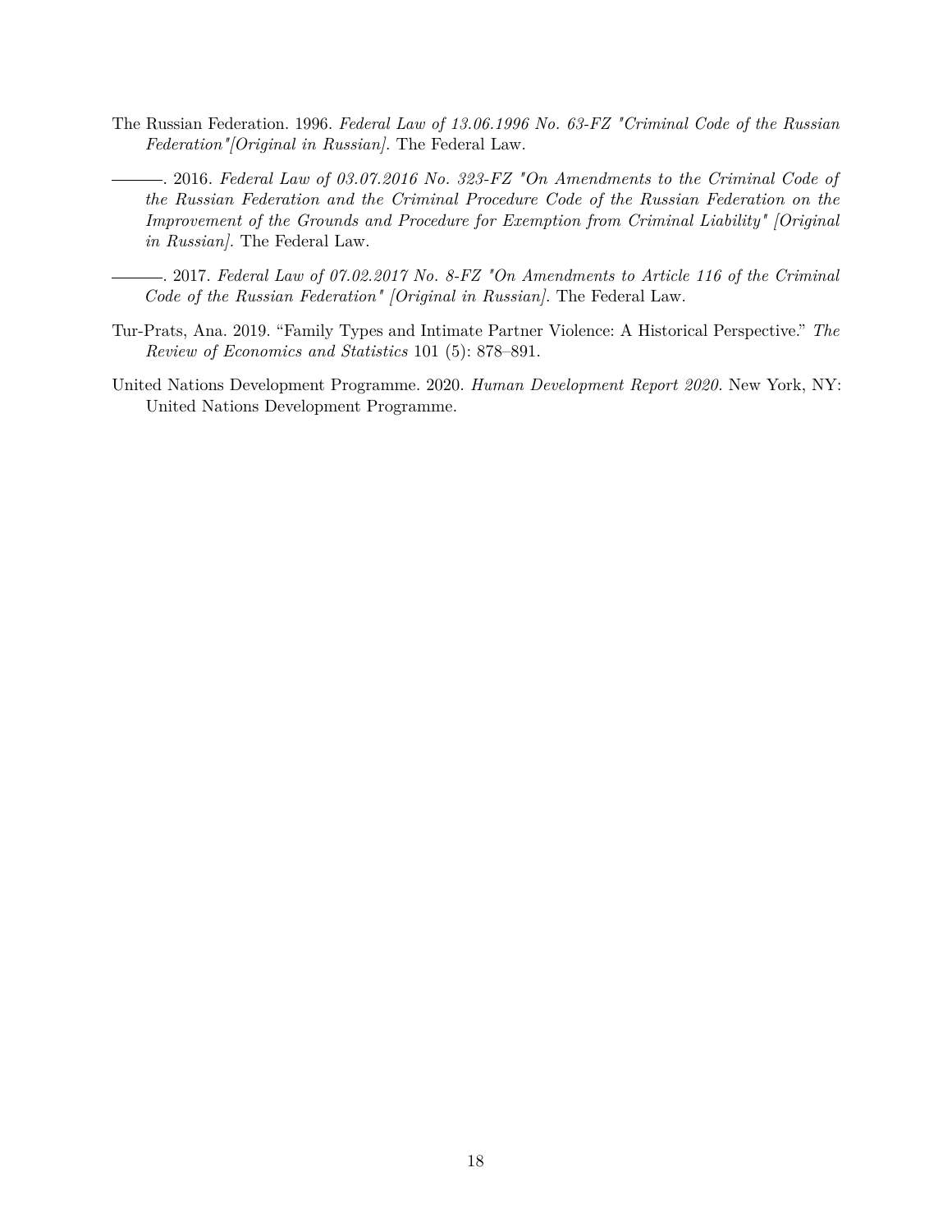The Russian Federation. 1996. *Federal Law of 13.06.1996 No. 63-FZ "Criminal Code of the Russian Federation"[Original in Russian].* The Federal Law.

———. 2016. *Federal Law of 03.07.2016 No. 323-FZ "On Amendments to the Criminal Code of the Russian Federation and the Criminal Procedure Code of the Russian Federation on the Improvement of the Grounds and Procedure for Exemption from Criminal Liability" [Original in Russian].* The Federal Law.

———. 2017. *Federal Law of 07.02.2017 No. 8-FZ "On Amendments to Article 116 of the Criminal Code of the Russian Federation" [Original in Russian].* The Federal Law.

Tur-Prats, Ana. 2019. "Family Types and Intimate Partner Violence: A Historical Perspective." *The Review of Economics and Statistics* 101 (5): 878–891.

United Nations Development Programme. 2020. *Human Development Report 2020.* New York, NY: United Nations Development Programme.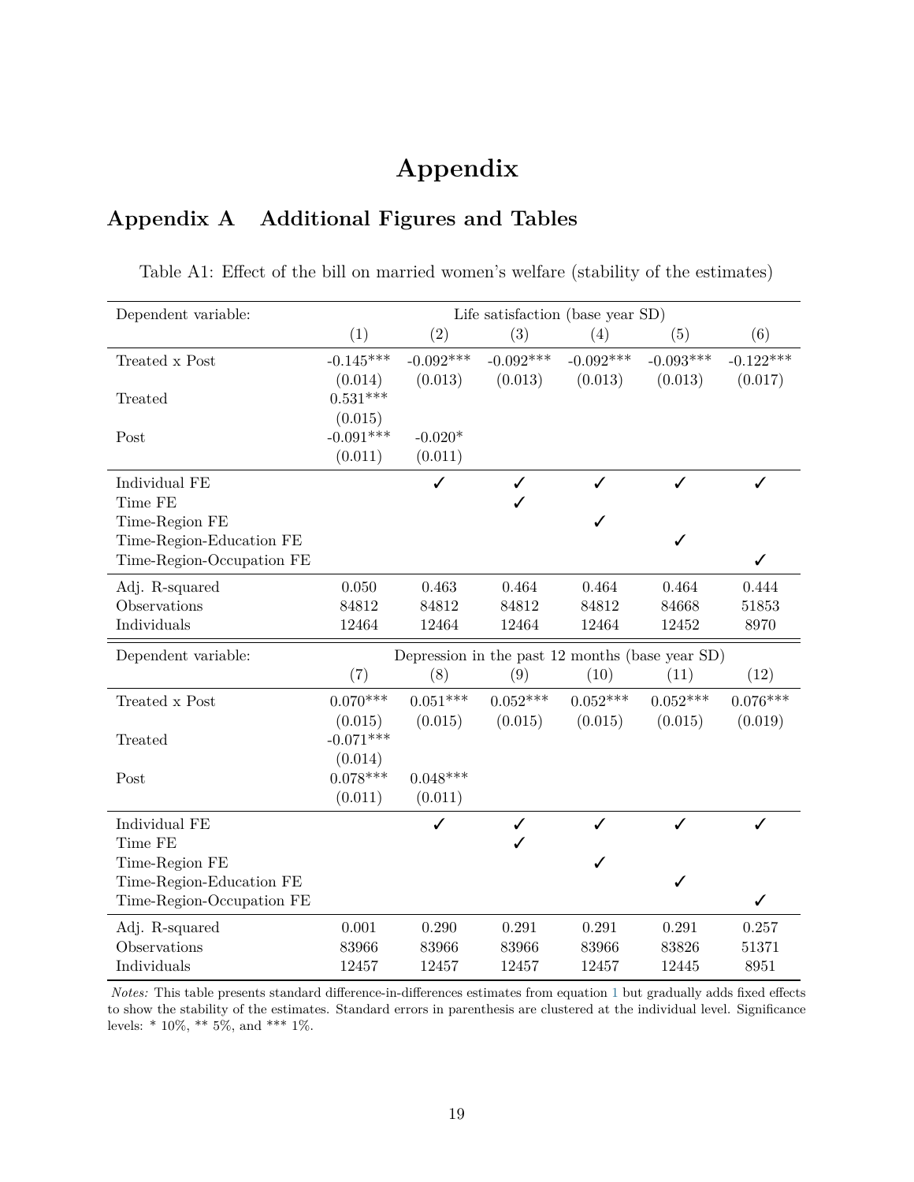# Appendix

## Appendix A Additional Figures and Tables

Table A1: Effect of the bill on married women's welfare (stability of the estimates)

| Dependent variable: | Life satisfaction (base year SD) | | | | | |
|---|---|---|---|---|---|---|
| | (1) | (2) | (3) | (4) | (5) | (6) |
| Treated x Post | -0.145*** | -0.092*** | -0.092*** | -0.092*** | -0.093*** | -0.122*** |
| | (0.014) | (0.013) | (0.013) | (0.013) | (0.013) | (0.017) |
| Treated | 0.531*** | | | | | |
| | (0.015) | | | | | |
| Post | -0.091*** | -0.020* | | | | |
| | (0.011) | (0.011) | | | | |
| Individual FE | | ✓ | ✓ | ✓ | ✓ | ✓ |
| Time FE | | | ✓ | | | |
| Time-Region FE | | | | ✓ | | |
| Time-Region-Education FE | | | | | ✓ | |
| Time-Region-Occupation FE | | | | | | ✓ |
| Adj. R-squared | 0.050 | 0.463 | 0.464 | 0.464 | 0.464 | 0.444 |
| Observations | 84812 | 84812 | 84812 | 84812 | 84668 | 51853 |
| Individuals | 12464 | 12464 | 12464 | 12464 | 12452 | 8970 |
| **Dependent variable:** | **Depression in the past 12 months (base year SD)** | | | | | |
| | (7) | (8) | (9) | (10) | (11) | (12) |
| Treated x Post | 0.070*** | 0.051*** | 0.052*** | 0.052*** | 0.052*** | 0.076*** |
| | (0.015) | (0.015) | (0.015) | (0.015) | (0.015) | (0.019) |
| Treated | -0.071*** | | | | | |
| | (0.014) | | | | | |
| Post | 0.078*** | 0.048*** | | | | |
| | (0.011) | (0.011) | | | | |
| Individual FE | | ✓ | ✓ | ✓ | ✓ | ✓ |
| Time FE | | | ✓ | | | |
| Time-Region FE | | | | ✓ | | |
| Time-Region-Education FE | | | | | ✓ | |
| Time-Region-Occupation FE | | | | | | ✓ |
| Adj. R-squared | 0.001 | 0.290 | 0.291 | 0.291 | 0.291 | 0.257 |
| Observations | 83966 | 83966 | 83966 | 83966 | 83826 | 51371 |
| Individuals | 12457 | 12457 | 12457 | 12457 | 12445 | 8951 |

*Notes:* This table presents standard difference-in-differences estimates from equation 1 but gradually adds fixed effects to show the stability of the estimates. Standard errors in parenthesis are clustered at the individual level. Significance levels: * 10%, ** 5%, and *** 1%.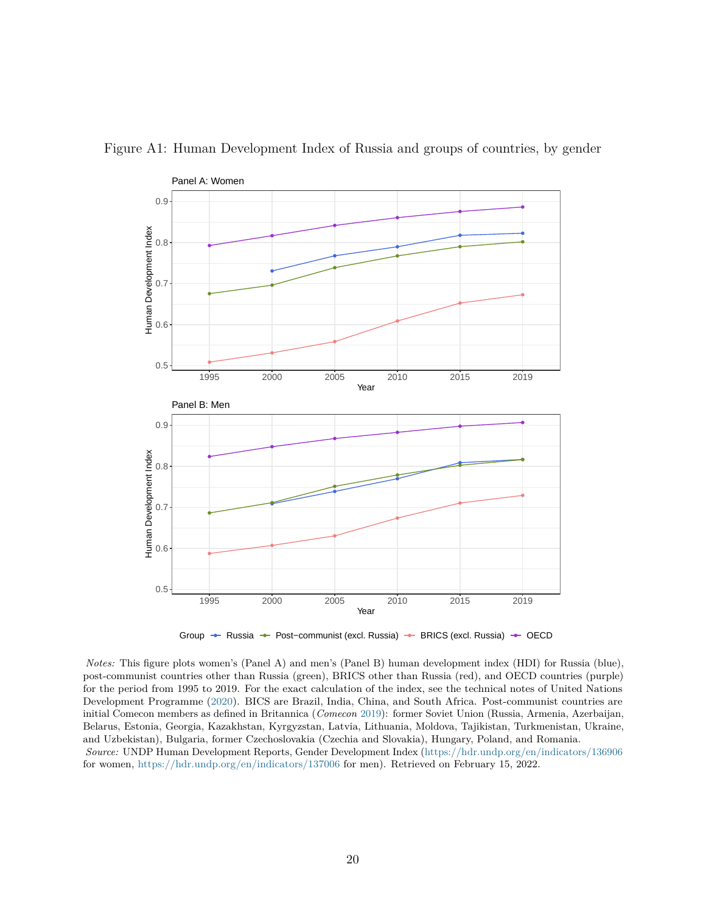Figure A1: Human Development Index of Russia and groups of countries, by gender

*Notes:* This figure plots women's (Panel A) and men's (Panel B) human development index (HDI) for Russia (blue), post-communist countries other than Russia (green), BRICS other than Russia (red), and OECD countries (purple) for the period from 1995 to 2019. For the exact calculation of the index, see the technical notes of United Nations Development Programme (2020). BICS are Brazil, India, China, and South Africa. Post-communist countries are initial Comecon members as defined in Britannica (*Comecon* 2019): former Soviet Union (Russia, Armenia, Azerbaijan, Belarus, Estonia, Georgia, Kazakhstan, Kyrgyzstan, Latvia, Lithuania, Moldova, Tajikistan, Turkmenistan, Ukraine, and Uzbekistan), Bulgaria, former Czechoslovakia (Czechia and Slovakia), Hungary, Poland, and Romania.
*Source:* UNDP Human Development Reports, Gender Development Index (https://hdr.undp.org/en/indicators/136906 for women, https://hdr.undp.org/en/indicators/137006 for men). Retrieved on February 15, 2022.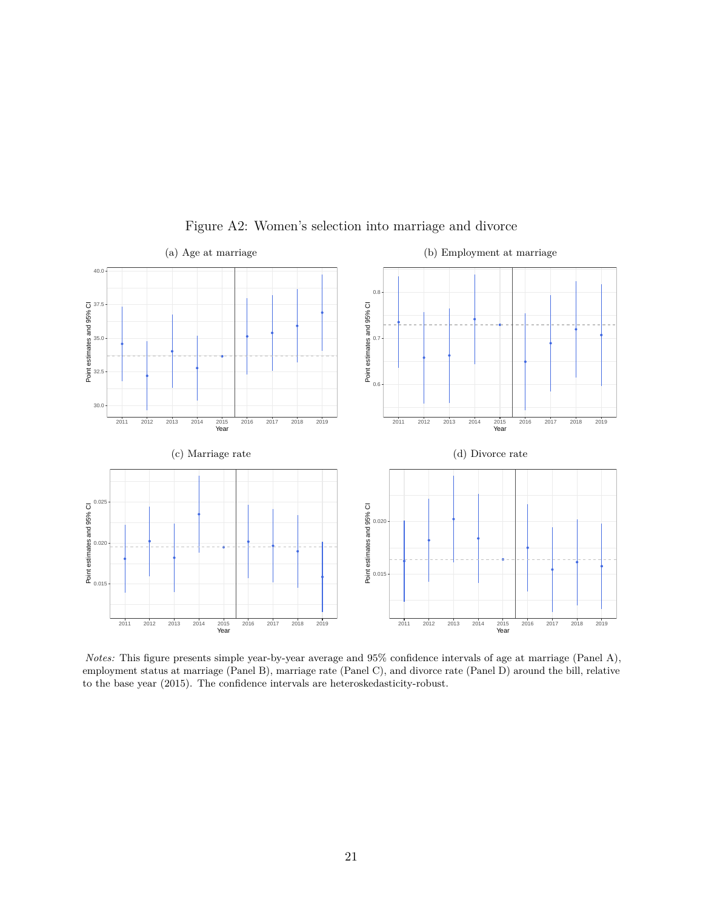Figure A2: Women's selection into marriage and divorce

(a) Age at marriage

(b) Employment at marriage

(c) Marriage rate

(d) Divorce rate

*Notes:* This figure presents simple year-by-year average and 95% confidence intervals of age at marriage (Panel A), employment status at marriage (Panel B), marriage rate (Panel C), and divorce rate (Panel D) around the bill, relative to the base year (2015). The confidence intervals are heteroskedasticity-robust.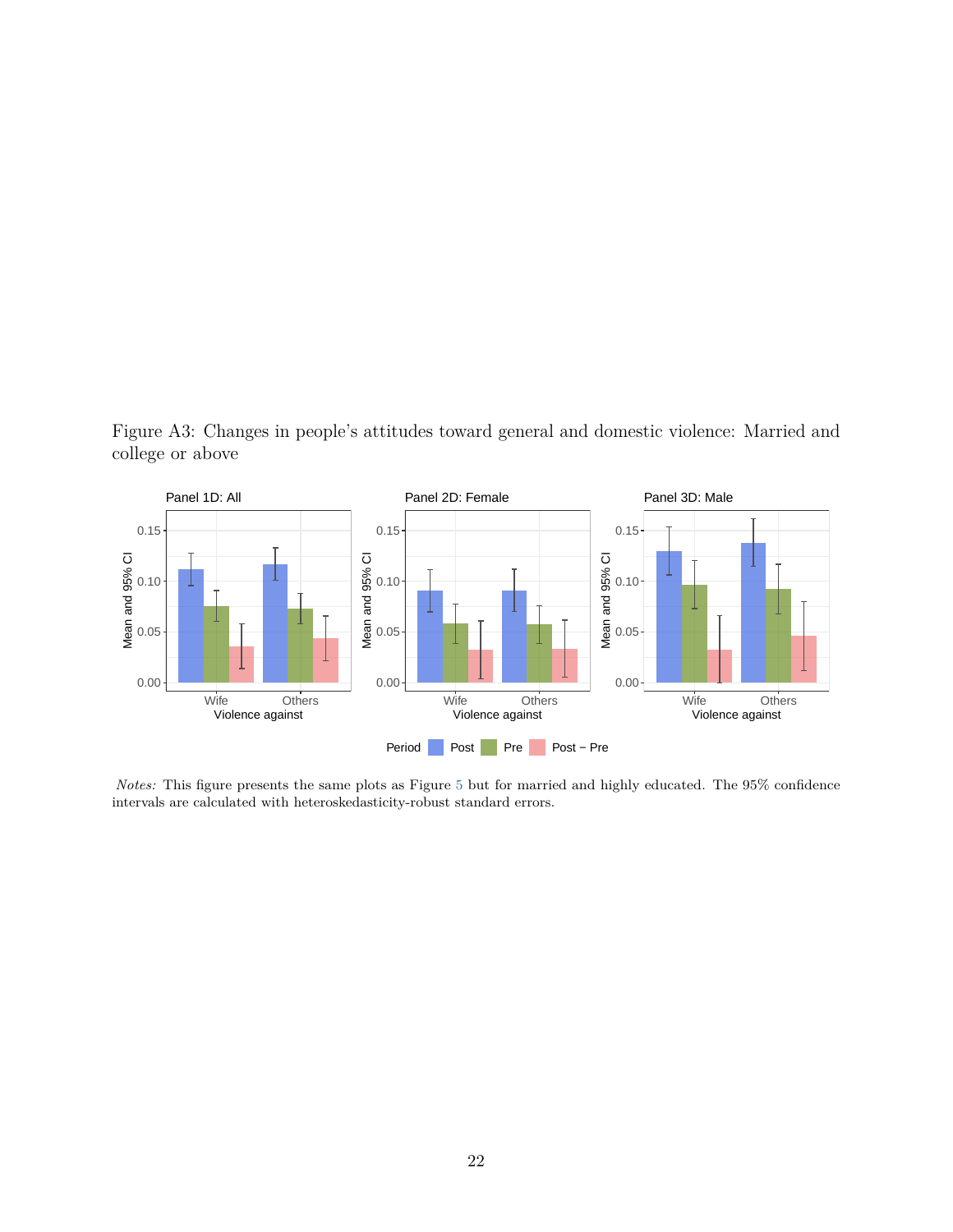Figure A3: Changes in people's attitudes toward general and domestic violence: Married and college or above

Panel 1D: All

Panel 2D: Female

Panel 3D: Male

Mean and 95% CI

0.00
0.05
0.10
0.15

Wife
Others

Violence against

Period: Post, Pre, Post − Pre

*Notes:* This figure presents the same plots as Figure 5 but for married and highly educated. The 95% confidence intervals are calculated with heteroskedasticity-robust standard errors.